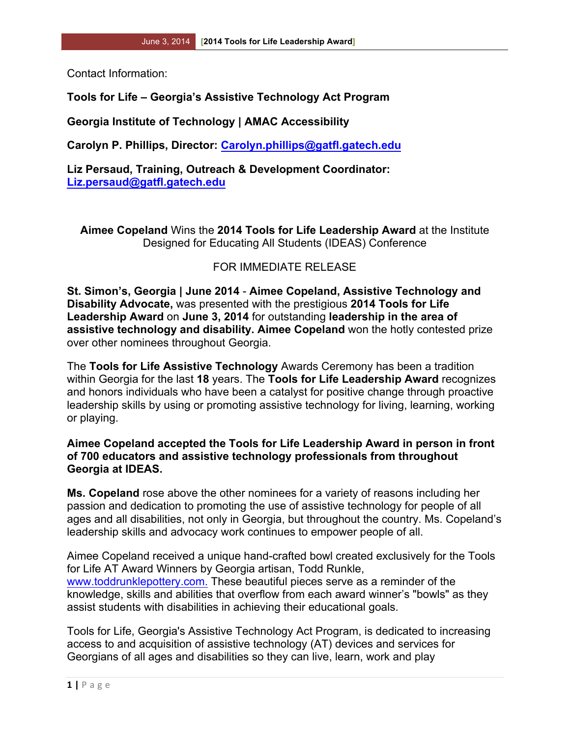Contact Information:

**Tools for Life – Georgia's Assistive Technology Act Program**

**Georgia Institute of Technology | AMAC Accessibility**

**Carolyn P. Phillips, Director: Carolyn.phillips@gatfl.gatech.edu**

**Liz Persaud, Training, Outreach & Development Coordinator: Liz.persaud@gatfl.gatech.edu**

**Aimee Copeland** Wins the **2014 Tools for Life Leadership Award** at the Institute Designed for Educating All Students (IDEAS) Conference

FOR IMMEDIATE RELEASE

**St. Simon's, Georgia | June 2014** - **Aimee Copeland, Assistive Technology and Disability Advocate,** was presented with the prestigious **2014 Tools for Life Leadership Award** on **June 3, 2014** for outstanding **leadership in the area of assistive technology and disability. Aimee Copeland** won the hotly contested prize over other nominees throughout Georgia.

The **Tools for Life Assistive Technology** Awards Ceremony has been a tradition within Georgia for the last **18** years. The **Tools for Life Leadership Award** recognizes and honors individuals who have been a catalyst for positive change through proactive leadership skills by using or promoting assistive technology for living, learning, working or playing.

**Aimee Copeland accepted the Tools for Life Leadership Award in person in front of 700 educators and assistive technology professionals from throughout Georgia at IDEAS.**

**Ms. Copeland** rose above the other nominees for a variety of reasons including her passion and dedication to promoting the use of assistive technology for people of all ages and all disabilities, not only in Georgia, but throughout the country. Ms. Copeland's leadership skills and advocacy work continues to empower people of all.

Aimee Copeland received a unique hand-crafted bowl created exclusively for the Tools for Life AT Award Winners by Georgia artisan, Todd Runkle, www.toddrunklepottery.com. These beautiful pieces serve as a reminder of the knowledge, skills and abilities that overflow from each award winner's "bowls" as they assist students with disabilities in achieving their educational goals.

Tools for Life, Georgia's Assistive Technology Act Program, is dedicated to increasing access to and acquisition of assistive technology (AT) devices and services for Georgians of all ages and disabilities so they can live, learn, work and play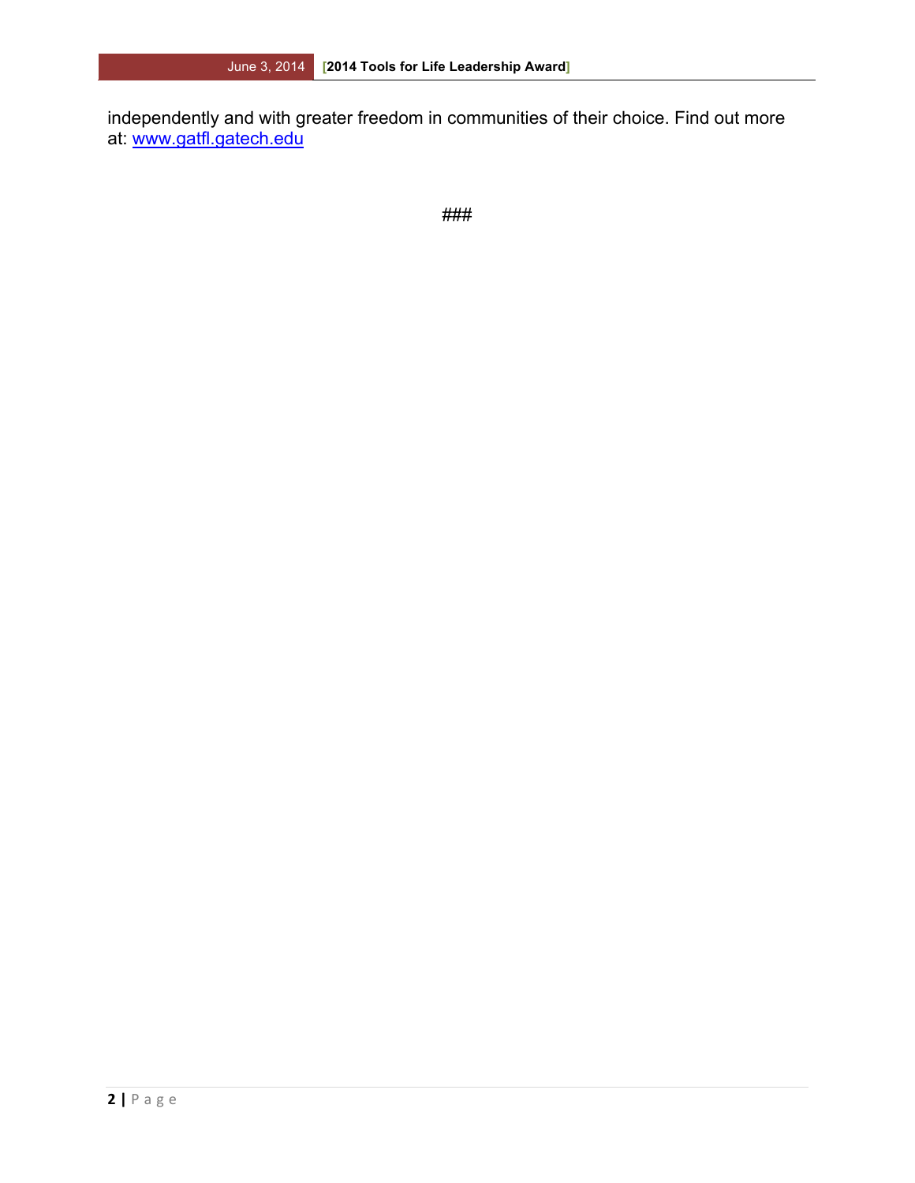independently and with greater freedom in communities of their choice. Find out more at: [www.gatfl.gatech.edu](http://www.gatfl.gatech.edu)

###